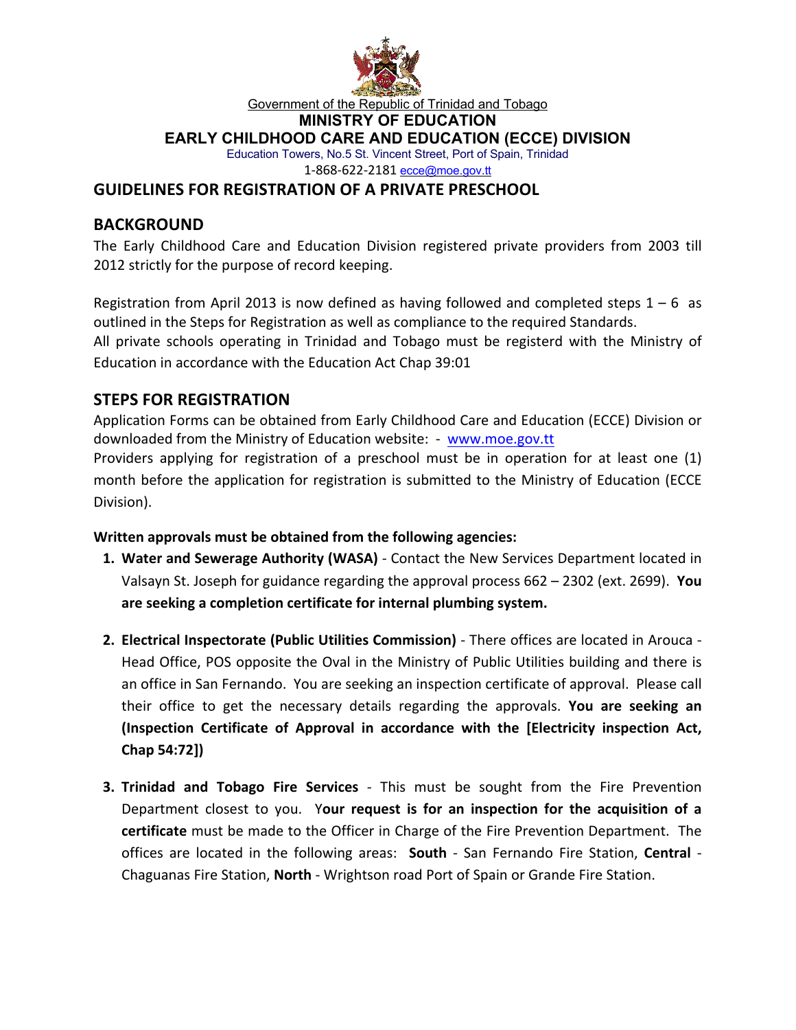Government of the Republic of Trinidad and Tobago

**MINISTRY OF EDUCATION**

**EARLY CHILDHOOD CARE AND EDUCATION (ECCE) DIVISION**

Education Towers, No.5 St. Vincent Street, Port of Spain, Trinidad

1-868-622-2181 ecce@moe.gov.tt

# GUIDELINES FOR REGISTRATION OF A PRIVATE PRESCHOOL

## BACKGROUND

The Early Childhood Care and Education Division registered private providers from 2003 till 2012 strictly for the purpose of record keeping.

Registration from April 2013 is now defined as having followed and completed steps 1 – 6 as outlined in the Steps for Registration as well as compliance to the required Standards.
All private schools operating in Trinidad and Tobago must be registerd with the Ministry of Education in accordance with the Education Act Chap 39:01

## STEPS FOR REGISTRATION

Application Forms can be obtained from Early Childhood Care and Education (ECCE) Division or downloaded from the Ministry of Education website: - www.moe.gov.tt
Providers applying for registration of a preschool must be in operation for at least one (1) month before the application for registration is submitted to the Ministry of Education (ECCE Division).

**Written approvals must be obtained from the following agencies:**

1. **Water and Sewerage Authority (WASA)** - Contact the New Services Department located in Valsayn St. Joseph for guidance regarding the approval process 662 – 2302 (ext. 2699). **You are seeking a completion certificate for internal plumbing system.**

2. **Electrical Inspectorate (Public Utilities Commission)** - There offices are located in Arouca - Head Office, POS opposite the Oval in the Ministry of Public Utilities building and there is an office in San Fernando. You are seeking an inspection certificate of approval. Please call their office to get the necessary details regarding the approvals. **You are seeking an (Inspection Certificate of Approval in accordance with the [Electricity inspection Act, Chap 54:72])**

3. **Trinidad and Tobago Fire Services** - This must be sought from the Fire Prevention Department closest to you. Y**our request is for an inspection for the acquisition of a certificate** must be made to the Officer in Charge of the Fire Prevention Department. The offices are located in the following areas: **South** - San Fernando Fire Station, **Central** - Chaguanas Fire Station, **North** - Wrightson road Port of Spain or Grande Fire Station.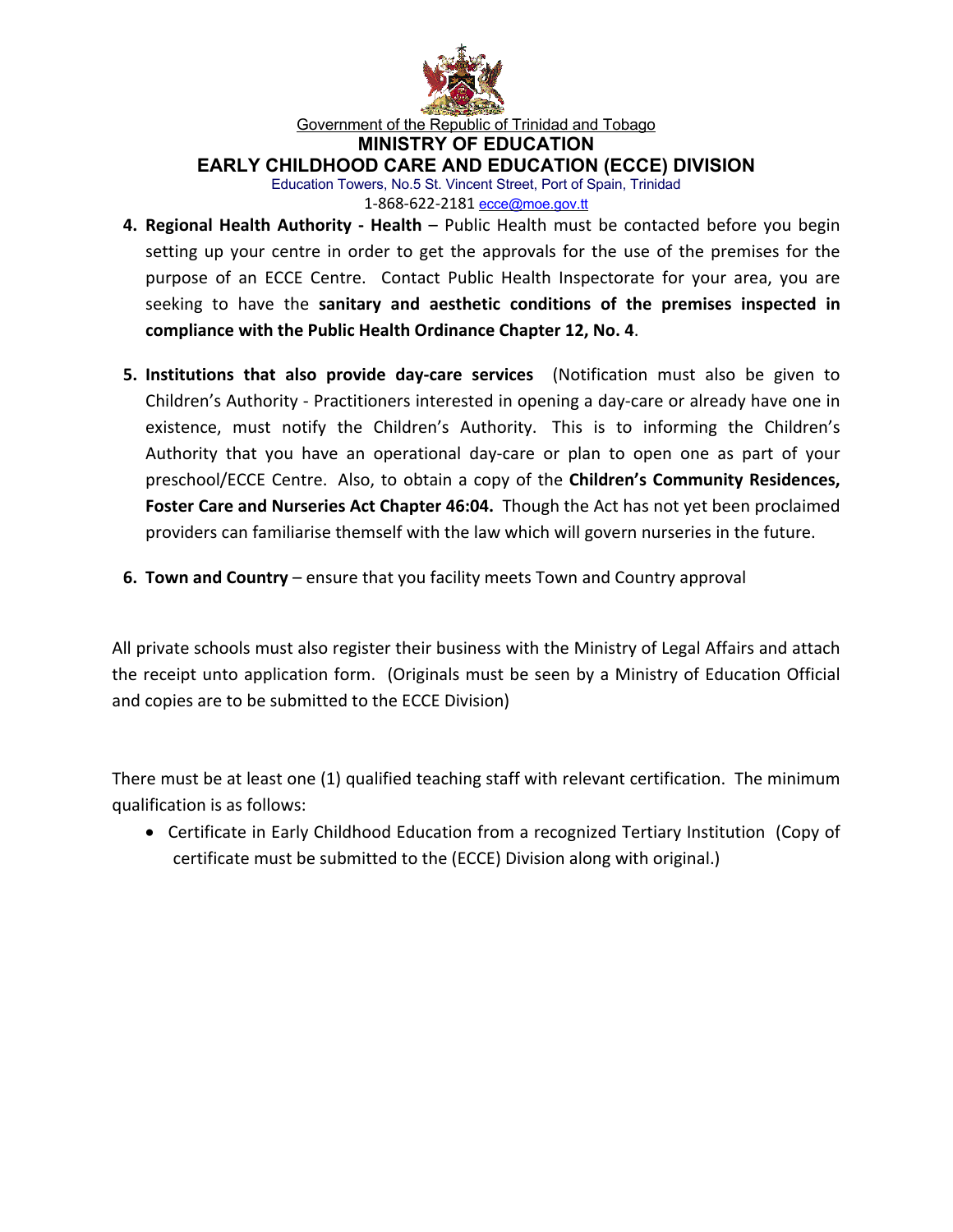4. **Regional Health Authority - Health** – Public Health must be contacted before you begin setting up your centre in order to get the approvals for the use of the premises for the purpose of an ECCE Centre. Contact Public Health Inspectorate for your area, you are seeking to have the **sanitary and aesthetic conditions of the premises inspected in compliance with the Public Health Ordinance Chapter 12, No. 4**.

5. **Institutions that also provide day-care services** (Notification must also be given to Children's Authority - Practitioners interested in opening a day-care or already have one in existence, must notify the Children's Authority. This is to informing the Children's Authority that you have an operational day-care or plan to open one as part of your preschool/ECCE Centre. Also, to obtain a copy of the **Children's Community Residences, Foster Care and Nurseries Act Chapter 46:04.** Though the Act has not yet been proclaimed providers can familiarise themself with the law which will govern nurseries in the future.

6. **Town and Country** – ensure that you facility meets Town and Country approval

All private schools must also register their business with the Ministry of Legal Affairs and attach the receipt unto application form. (Originals must be seen by a Ministry of Education Official and copies are to be submitted to the ECCE Division)

There must be at least one (1) qualified teaching staff with relevant certification. The minimum qualification is as follows:

- Certificate in Early Childhood Education from a recognized Tertiary Institution (Copy of certificate must be submitted to the (ECCE) Division along with original.)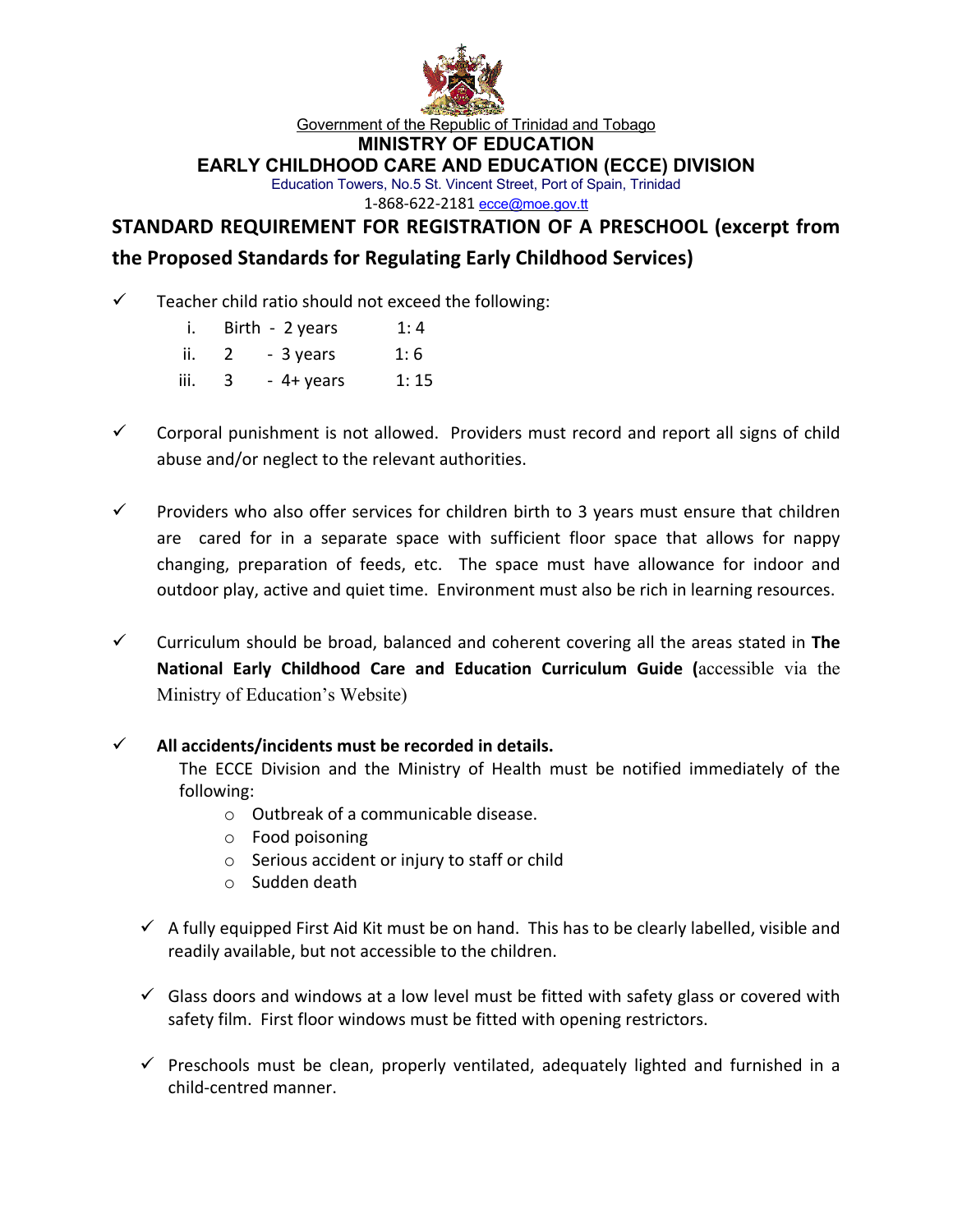Government of the Republic of Trinidad and Tobago

**MINISTRY OF EDUCATION**

**EARLY CHILDHOOD CARE AND EDUCATION (ECCE) DIVISION**

Education Towers, No.5 St. Vincent Street, Port of Spain, Trinidad

1-868-622-2181 ecce@moe.gov.tt

## STANDARD REQUIREMENT FOR REGISTRATION OF A PRESCHOOL (excerpt from the Proposed Standards for Regulating Early Childhood Services)

- ✓ Teacher child ratio should not exceed the following:
  - i. Birth - 2 years 1: 4
  - ii. 2 - 3 years 1: 6
  - iii. 3 - 4+ years 1: 15

- ✓ Corporal punishment is not allowed. Providers must record and report all signs of child abuse and/or neglect to the relevant authorities.

- ✓ Providers who also offer services for children birth to 3 years must ensure that children are cared for in a separate space with sufficient floor space that allows for nappy changing, preparation of feeds, etc. The space must have allowance for indoor and outdoor play, active and quiet time. Environment must also be rich in learning resources.

- ✓ Curriculum should be broad, balanced and coherent covering all the areas stated in **The National Early Childhood Care and Education Curriculum Guide (**accessible via the Ministry of Education's Website)

- ✓ **All accidents/incidents must be recorded in details.**

  The ECCE Division and the Ministry of Health must be notified immediately of the following:
  - Outbreak of a communicable disease.
  - Food poisoning
  - Serious accident or injury to staff or child
  - Sudden death

- ✓ A fully equipped First Aid Kit must be on hand. This has to be clearly labelled, visible and readily available, but not accessible to the children.

- ✓ Glass doors and windows at a low level must be fitted with safety glass or covered with safety film. First floor windows must be fitted with opening restrictors.

- ✓ Preschools must be clean, properly ventilated, adequately lighted and furnished in a child-centred manner.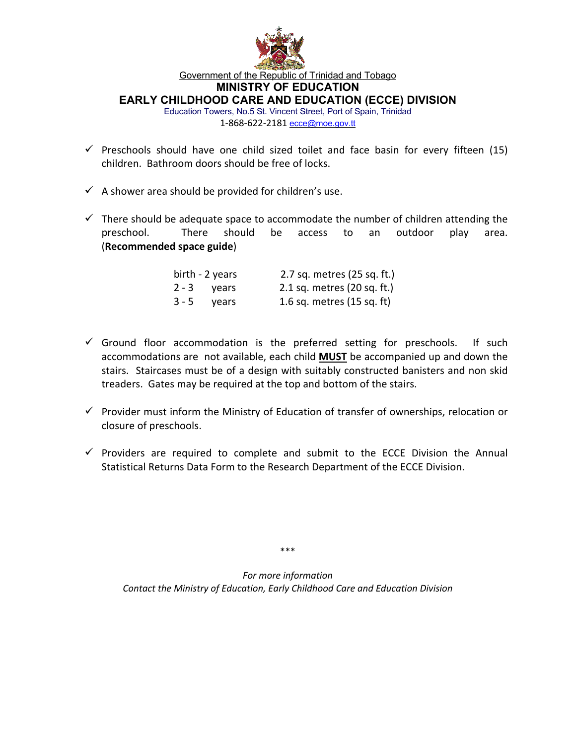Government of the Republic of Trinidad and Tobago

**MINISTRY OF EDUCATION**

**EARLY CHILDHOOD CARE AND EDUCATION (ECCE) DIVISION**

Education Towers, No.5 St. Vincent Street, Port of Spain, Trinidad

1-868-622-2181 ecce@moe.gov.tt

- ✓ Preschools should have one child sized toilet and face basin for every fifteen (15) children. Bathroom doors should be free of locks.

- ✓ A shower area should be provided for children's use.

- ✓ There should be adequate space to accommodate the number of children attending the preschool. There should be access to an outdoor play area. (**Recommended space guide**)

| | |
|---|---|
| birth - 2 years | 2.7 sq. metres (25 sq. ft.) |
| 2 - 3 years | 2.1 sq. metres (20 sq. ft.) |
| 3 - 5 years | 1.6 sq. metres (15 sq. ft) |

- ✓ Ground floor accommodation is the preferred setting for preschools. If such accommodations are not available, each child <u>**MUST**</u> be accompanied up and down the stairs. Staircases must be of a design with suitably constructed banisters and non skid treaders. Gates may be required at the top and bottom of the stairs.

- ✓ Provider must inform the Ministry of Education of transfer of ownerships, relocation or closure of preschools.

- ✓ Providers are required to complete and submit to the ECCE Division the Annual Statistical Returns Data Form to the Research Department of the ECCE Division.

***

*For more information*

*Contact the Ministry of Education, Early Childhood Care and Education Division*